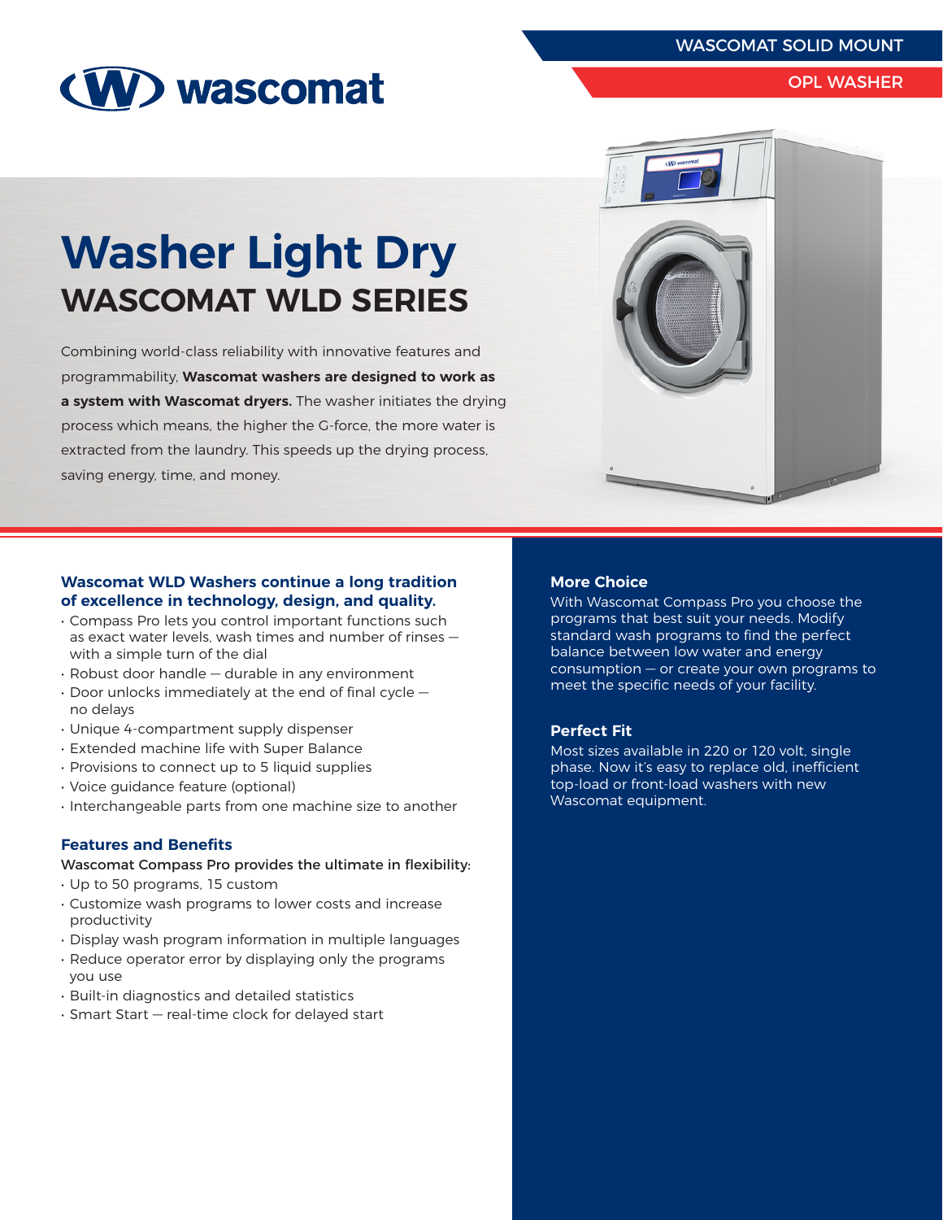WASCOMAT SOLID MOUNT

OPL WASHER

# Washer Light Dry

## WASCOMAT WLD SERIES

Combining world-class reliability with innovative features and programmability, **Wascomat washers are designed to work as a system with Wascomat dryers.** The washer initiates the drying process which means, the higher the G-force, the more water is extracted from the laundry. This speeds up the drying process, saving energy, time, and money.

### Wascomat WLD Washers continue a long tradition of excellence in technology, design, and quality.

- Compass Pro lets you control important functions such as exact water levels, wash times and number of rinses — with a simple turn of the dial
- Robust door handle — durable in any environment
- Door unlocks immediately at the end of final cycle — no delays
- Unique 4-compartment supply dispenser
- Extended machine life with Super Balance
- Provisions to connect up to 5 liquid supplies
- Voice guidance feature (optional)
- Interchangeable parts from one machine size to another

### Features and Benefits

Wascomat Compass Pro provides the ultimate in flexibility:

- Up to 50 programs, 15 custom
- Customize wash programs to lower costs and increase productivity
- Display wash program information in multiple languages
- Reduce operator error by displaying only the programs you use
- Built-in diagnostics and detailed statistics
- Smart Start — real-time clock for delayed start

### More Choice

With Wascomat Compass Pro you choose the programs that best suit your needs. Modify standard wash programs to find the perfect balance between low water and energy consumption — or create your own programs to meet the specific needs of your facility.

### Perfect Fit

Most sizes available in 220 or 120 volt, single phase. Now it's easy to replace old, inefficient top-load or front-load washers with new Wascomat equipment.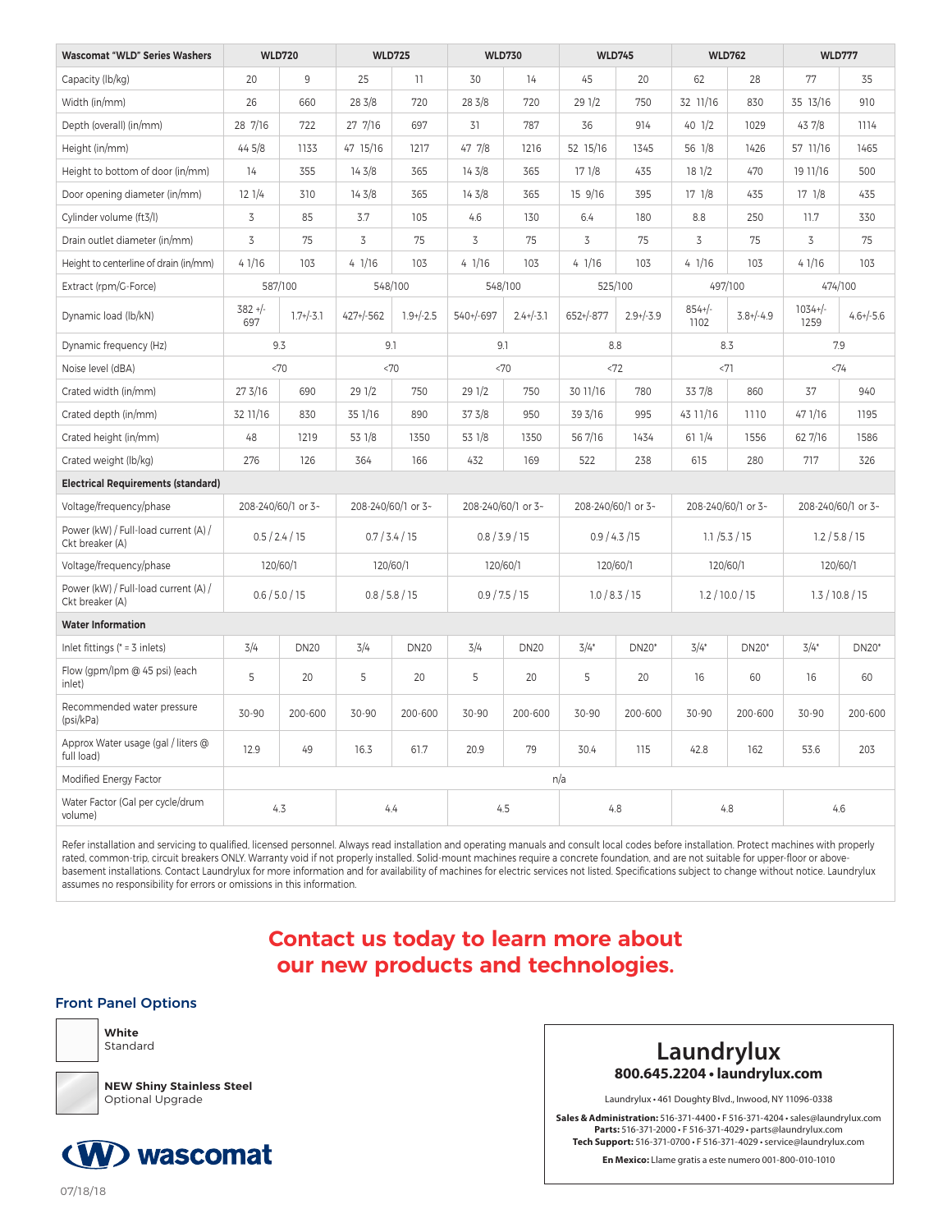| Wascomat "WLD" Series Washers | WLD720 | | WLD725 | | WLD730 | | WLD745 | | WLD762 | | WLD777 | |
|---|---|---|---|---|---|---|---|---|---|---|---|---|
| Capacity (lb/kg) | 20 | 9 | 25 | 11 | 30 | 14 | 45 | 20 | 62 | 28 | 77 | 35 |
| Width (in/mm) | 26 | 660 | 28 3/8 | 720 | 28 3/8 | 720 | 29 1/2 | 750 | 32 11/16 | 830 | 35 13/16 | 910 |
| Depth (overall) (in/mm) | 28 7/16 | 722 | 27 7/16 | 697 | 31 | 787 | 36 | 914 | 40 1/2 | 1029 | 43 7/8 | 1114 |
| Height (in/mm) | 44 5/8 | 1133 | 47 15/16 | 1217 | 47 7/8 | 1216 | 52 15/16 | 1345 | 56 1/8 | 1426 | 57 11/16 | 1465 |
| Height to bottom of door (in/mm) | 14 | 355 | 14 3/8 | 365 | 14 3/8 | 365 | 17 1/8 | 435 | 18 1/2 | 470 | 19 11/16 | 500 |
| Door opening diameter (in/mm) | 12 1/4 | 310 | 14 3/8 | 365 | 14 3/8 | 365 | 15 9/16 | 395 | 17 1/8 | 435 | 17 1/8 | 435 |
| Cylinder volume (ft3/l) | 3 | 85 | 3.7 | 105 | 4.6 | 130 | 6.4 | 180 | 8.8 | 250 | 11.7 | 330 |
| Drain outlet diameter (in/mm) | 3 | 75 | 3 | 75 | 3 | 75 | 3 | 75 | 3 | 75 | 3 | 75 |
| Height to centerline of drain (in/mm) | 4 1/16 | 103 | 4 1/16 | 103 | 4 1/16 | 103 | 4 1/16 | 103 | 4 1/16 | 103 | 4 1/16 | 103 |
| Extract (rpm/G-Force) | 587/100 | | 548/100 | | 548/100 | | 525/100 | | 497/100 | | 474/100 | |
| Dynamic load (lb/kN) | 382 +/- 697 | 1.7+/-3.1 | 427+/-562 | 1.9+/-2.5 | 540+/-697 | 2.4+/-3.1 | 652+/-877 | 2.9+/-3.9 | 854+/- 1102 | 3.8+/-4.9 | 1034+/- 1259 | 4.6+/-5.6 |
| Dynamic frequency (Hz) | 9.3 | | 9.1 | | 9.1 | | 8.8 | | 8.3 | | 7.9 | |
| Noise level (dBA) | <70 | | <70 | | <70 | | <72 | | <71 | | <74 | |
| Crated width (in/mm) | 27 3/16 | 690 | 29 1/2 | 750 | 29 1/2 | 750 | 30 11/16 | 780 | 33 7/8 | 860 | 37 | 940 |
| Crated depth (in/mm) | 32 11/16 | 830 | 35 1/16 | 890 | 37 3/8 | 950 | 39 3/16 | 995 | 43 11/16 | 1110 | 47 1/16 | 1195 |
| Crated height (in/mm) | 48 | 1219 | 53 1/8 | 1350 | 53 1/8 | 1350 | 56 7/16 | 1434 | 61 1/4 | 1556 | 62 7/16 | 1586 |
| Crated weight (lb/kg) | 276 | 126 | 364 | 166 | 432 | 169 | 522 | 238 | 615 | 280 | 717 | 326 |
| **Electrical Requirements (standard)** | | | | | | | | | | | | |
| Voltage/frequency/phase | 208-240/60/1 or 3~ | | 208-240/60/1 or 3~ | | 208-240/60/1 or 3~ | | 208-240/60/1 or 3~ | | 208-240/60/1 or 3~ | | 208-240/60/1 or 3~ | |
| Power (kW) / Full-load current (A) / Ckt breaker (A) | 0.5 / 2.4 / 15 | | 0.7 / 3.4 / 15 | | 0.8 / 3.9 / 15 | | 0.9 / 4.3 /15 | | 1.1 /5.3 / 15 | | 1.2 / 5.8 / 15 | |
| Voltage/frequency/phase | 120/60/1 | | 120/60/1 | | 120/60/1 | | 120/60/1 | | 120/60/1 | | 120/60/1 | |
| Power (kW) / Full-load current (A) / Ckt breaker (A) | 0.6 / 5.0 / 15 | | 0.8 / 5.8 / 15 | | 0.9 / 7.5 / 15 | | 1.0 / 8.3 / 15 | | 1.2 / 10.0 / 15 | | 1.3 / 10.8 / 15 | |
| **Water Information** | | | | | | | | | | | | |
| Inlet fittings (* = 3 inlets) | 3/4 | DN20 | 3/4 | DN20 | 3/4 | DN20 | 3/4* | DN20* | 3/4* | DN20* | 3/4* | DN20* |
| Flow (gpm/lpm @ 45 psi) (each inlet) | 5 | 20 | 5 | 20 | 5 | 20 | 5 | 20 | 16 | 60 | 16 | 60 |
| Recommended water pressure (psi/kPa) | 30-90 | 200-600 | 30-90 | 200-600 | 30-90 | 200-600 | 30-90 | 200-600 | 30-90 | 200-600 | 30-90 | 200-600 |
| Approx Water usage (gal / liters @ full load) | 12.9 | 49 | 16.3 | 61.7 | 20.9 | 79 | 30.4 | 115 | 42.8 | 162 | 53.6 | 203 |
| Modified Energy Factor | n/a | | | | | | | | | | | |
| Water Factor (Gal per cycle/drum volume) | 4.3 | | 4.4 | | 4.5 | | 4.8 | | 4.8 | | 4.6 | |

Refer installation and servicing to qualified, licensed personnel. Always read installation and operating manuals and consult local codes before installation. Protect machines with properly rated, common-trip, circuit breakers ONLY. Warranty void if not properly installed. Solid-mount machines require a concrete foundation, and are not suitable for upper-floor or above-basement installations. Contact Laundrylux for more information and for availability of machines for electric services not listed. Specifications subject to change without notice. Laundrylux assumes no responsibility for errors or omissions in this information.

## Contact us today to learn more about our new products and technologies.

### Front Panel Options

**White**
Standard

**NEW Shiny Stainless Steel**
Optional Upgrade

wascomat

## Laundrylux

**800.645.2204 • laundrylux.com**

Laundrylux • 461 Doughty Blvd., Inwood, NY 11096-0338

**Sales & Administration:** 516-371-4400 • F 516-371-4204 • sales@laundrylux.com
**Parts:** 516-371-2000 • F 516-371-4029 • parts@laundrylux.com
**Tech Support:** 516-371-0700 • F 516-371-4029 • service@laundrylux.com

**En Mexico:** Llame gratis a este numero 001-800-010-1010

07/18/18